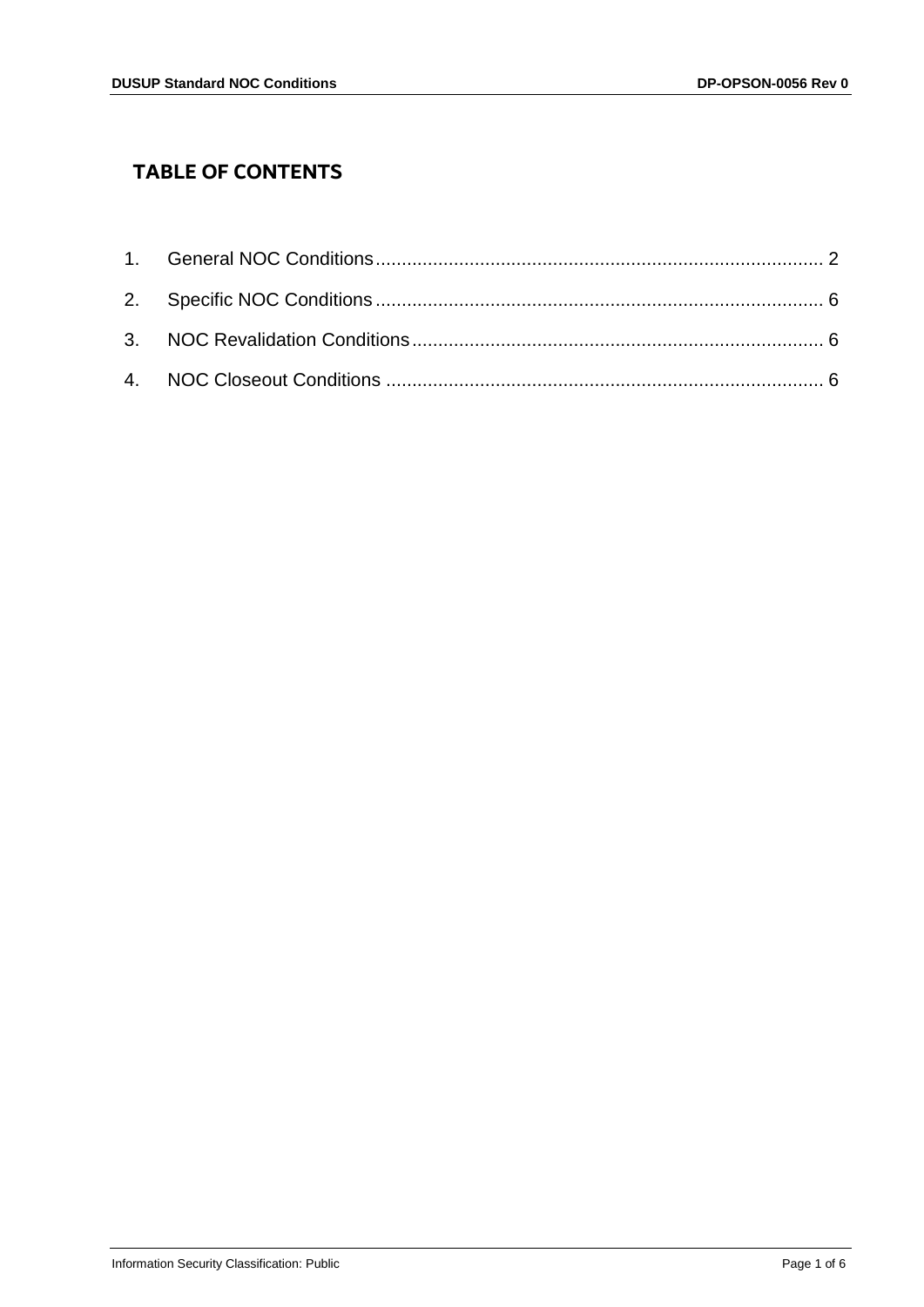## TABLE OF CONTENTS

1. General NOC Conditions ........................................................................................ 2
2. Specific NOC Conditions ........................................................................................ 6
3. NOC Revalidation Conditions ................................................................................ 6
4. NOC Closeout Conditions ...................................................................................... 6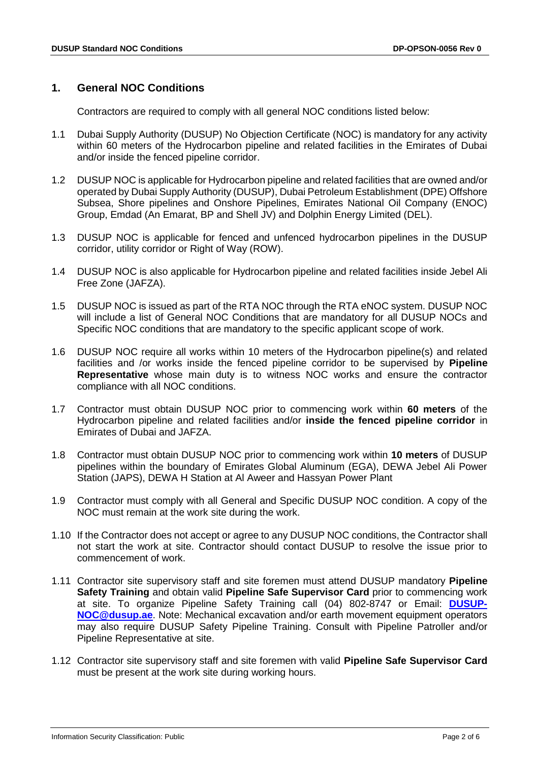## 1. General NOC Conditions

Contractors are required to comply with all general NOC conditions listed below:

1.1 Dubai Supply Authority (DUSUP) No Objection Certificate (NOC) is mandatory for any activity within 60 meters of the Hydrocarbon pipeline and related facilities in the Emirates of Dubai and/or inside the fenced pipeline corridor.

1.2 DUSUP NOC is applicable for Hydrocarbon pipeline and related facilities that are owned and/or operated by Dubai Supply Authority (DUSUP), Dubai Petroleum Establishment (DPE) Offshore Subsea, Shore pipelines and Onshore Pipelines, Emirates National Oil Company (ENOC) Group, Emdad (An Emarat, BP and Shell JV) and Dolphin Energy Limited (DEL).

1.3 DUSUP NOC is applicable for fenced and unfenced hydrocarbon pipelines in the DUSUP corridor, utility corridor or Right of Way (ROW).

1.4 DUSUP NOC is also applicable for Hydrocarbon pipeline and related facilities inside Jebel Ali Free Zone (JAFZA).

1.5 DUSUP NOC is issued as part of the RTA NOC through the RTA eNOC system. DUSUP NOC will include a list of General NOC Conditions that are mandatory for all DUSUP NOCs and Specific NOC conditions that are mandatory to the specific applicant scope of work.

1.6 DUSUP NOC require all works within 10 meters of the Hydrocarbon pipeline(s) and related facilities and /or works inside the fenced pipeline corridor to be supervised by **Pipeline Representative** whose main duty is to witness NOC works and ensure the contractor compliance with all NOC conditions.

1.7 Contractor must obtain DUSUP NOC prior to commencing work within **60 meters** of the Hydrocarbon pipeline and related facilities and/or **inside the fenced pipeline corridor** in Emirates of Dubai and JAFZA.

1.8 Contractor must obtain DUSUP NOC prior to commencing work within **10 meters** of DUSUP pipelines within the boundary of Emirates Global Aluminum (EGA), DEWA Jebel Ali Power Station (JAPS), DEWA H Station at Al Aweer and Hassyan Power Plant

1.9 Contractor must comply with all General and Specific DUSUP NOC condition. A copy of the NOC must remain at the work site during the work.

1.10 If the Contractor does not accept or agree to any DUSUP NOC conditions, the Contractor shall not start the work at site. Contractor should contact DUSUP to resolve the issue prior to commencement of work.

1.11 Contractor site supervisory staff and site foremen must attend DUSUP mandatory **Pipeline Safety Training** and obtain valid **Pipeline Safe Supervisor Card** prior to commencing work at site. To organize Pipeline Safety Training call (04) 802-8747 or Email: **DUSUP-NOC@dusup.ae**. Note: Mechanical excavation and/or earth movement equipment operators may also require DUSUP Safety Pipeline Training. Consult with Pipeline Patroller and/or Pipeline Representative at site.

1.12 Contractor site supervisory staff and site foremen with valid **Pipeline Safe Supervisor Card** must be present at the work site during working hours.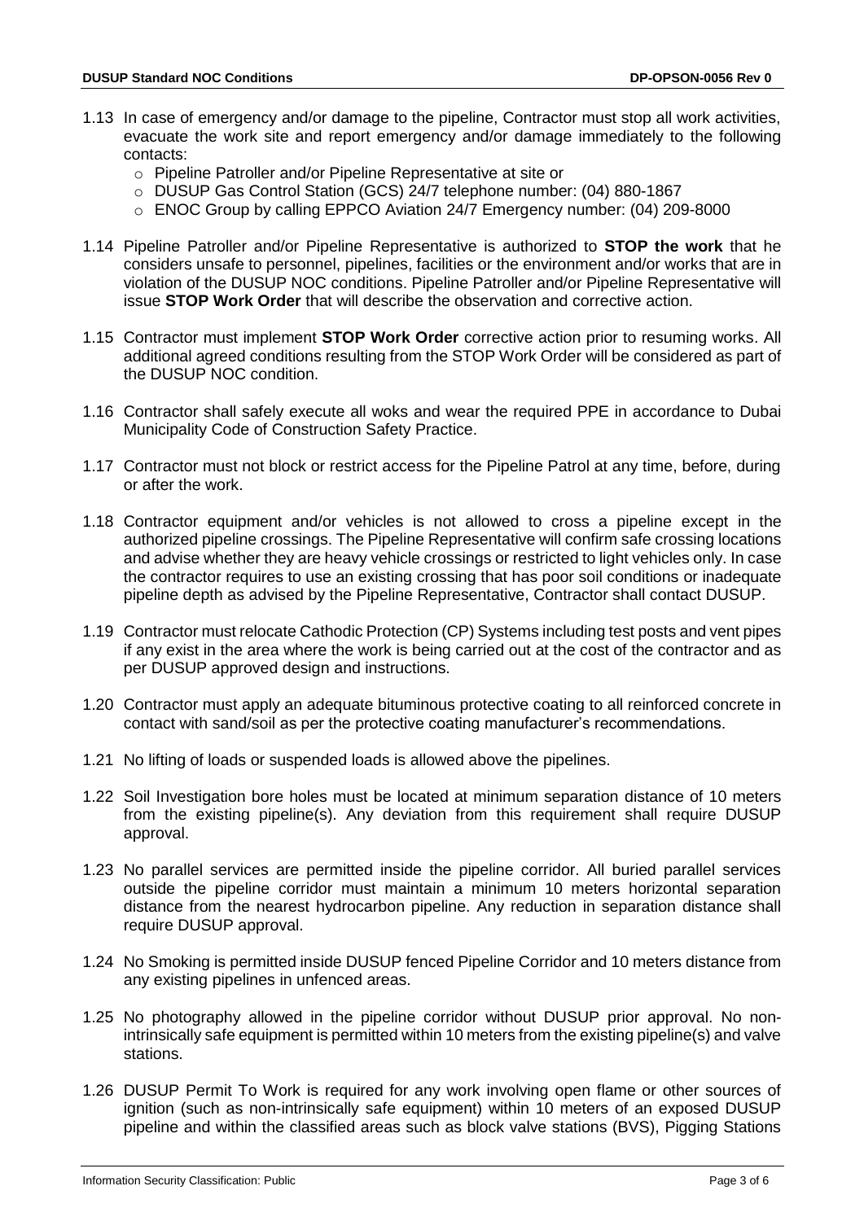1.13 In case of emergency and/or damage to the pipeline, Contractor must stop all work activities, evacuate the work site and report emergency and/or damage immediately to the following contacts:
   - Pipeline Patroller and/or Pipeline Representative at site or
   - DUSUP Gas Control Station (GCS) 24/7 telephone number: (04) 880-1867
   - ENOC Group by calling EPPCO Aviation 24/7 Emergency number: (04) 209-8000

1.14 Pipeline Patroller and/or Pipeline Representative is authorized to **STOP the work** that he considers unsafe to personnel, pipelines, facilities or the environment and/or works that are in violation of the DUSUP NOC conditions. Pipeline Patroller and/or Pipeline Representative will issue **STOP Work Order** that will describe the observation and corrective action.

1.15 Contractor must implement **STOP Work Order** corrective action prior to resuming works. All additional agreed conditions resulting from the STOP Work Order will be considered as part of the DUSUP NOC condition.

1.16 Contractor shall safely execute all woks and wear the required PPE in accordance to Dubai Municipality Code of Construction Safety Practice.

1.17 Contractor must not block or restrict access for the Pipeline Patrol at any time, before, during or after the work.

1.18 Contractor equipment and/or vehicles is not allowed to cross a pipeline except in the authorized pipeline crossings. The Pipeline Representative will confirm safe crossing locations and advise whether they are heavy vehicle crossings or restricted to light vehicles only. In case the contractor requires to use an existing crossing that has poor soil conditions or inadequate pipeline depth as advised by the Pipeline Representative, Contractor shall contact DUSUP.

1.19 Contractor must relocate Cathodic Protection (CP) Systems including test posts and vent pipes if any exist in the area where the work is being carried out at the cost of the contractor and as per DUSUP approved design and instructions.

1.20 Contractor must apply an adequate bituminous protective coating to all reinforced concrete in contact with sand/soil as per the protective coating manufacturer's recommendations.

1.21 No lifting of loads or suspended loads is allowed above the pipelines.

1.22 Soil Investigation bore holes must be located at minimum separation distance of 10 meters from the existing pipeline(s). Any deviation from this requirement shall require DUSUP approval.

1.23 No parallel services are permitted inside the pipeline corridor. All buried parallel services outside the pipeline corridor must maintain a minimum 10 meters horizontal separation distance from the nearest hydrocarbon pipeline. Any reduction in separation distance shall require DUSUP approval.

1.24 No Smoking is permitted inside DUSUP fenced Pipeline Corridor and 10 meters distance from any existing pipelines in unfenced areas.

1.25 No photography allowed in the pipeline corridor without DUSUP prior approval. No non-intrinsically safe equipment is permitted within 10 meters from the existing pipeline(s) and valve stations.

1.26 DUSUP Permit To Work is required for any work involving open flame or other sources of ignition (such as non-intrinsically safe equipment) within 10 meters of an exposed DUSUP pipeline and within the classified areas such as block valve stations (BVS), Pigging Stations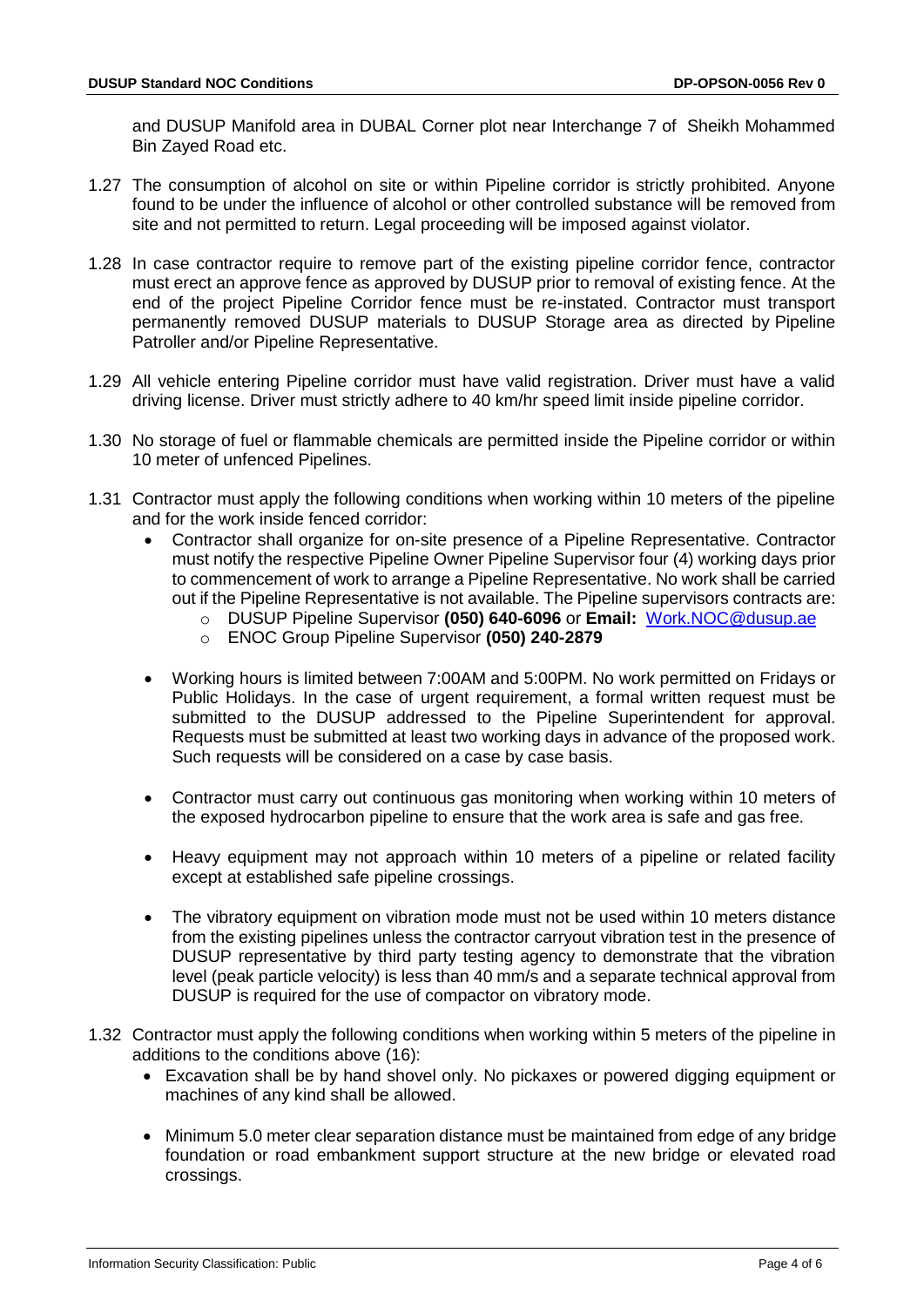and DUSUP Manifold area in DUBAL Corner plot near Interchange 7 of Sheikh Mohammed Bin Zayed Road etc.

1.27 The consumption of alcohol on site or within Pipeline corridor is strictly prohibited. Anyone found to be under the influence of alcohol or other controlled substance will be removed from site and not permitted to return. Legal proceeding will be imposed against violator.

1.28 In case contractor require to remove part of the existing pipeline corridor fence, contractor must erect an approve fence as approved by DUSUP prior to removal of existing fence. At the end of the project Pipeline Corridor fence must be re-instated. Contractor must transport permanently removed DUSUP materials to DUSUP Storage area as directed by Pipeline Patroller and/or Pipeline Representative.

1.29 All vehicle entering Pipeline corridor must have valid registration. Driver must have a valid driving license. Driver must strictly adhere to 40 km/hr speed limit inside pipeline corridor.

1.30 No storage of fuel or flammable chemicals are permitted inside the Pipeline corridor or within 10 meter of unfenced Pipelines.

1.31 Contractor must apply the following conditions when working within 10 meters of the pipeline and for the work inside fenced corridor:

- Contractor shall organize for on-site presence of a Pipeline Representative. Contractor must notify the respective Pipeline Owner Pipeline Supervisor four (4) working days prior to commencement of work to arrange a Pipeline Representative. No work shall be carried out if the Pipeline Representative is not available. The Pipeline supervisors contracts are:
  - DUSUP Pipeline Supervisor **(050) 640-6096** or **Email:** Work.NOC@dusup.ae
  - ENOC Group Pipeline Supervisor **(050) 240-2879**
- Working hours is limited between 7:00AM and 5:00PM. No work permitted on Fridays or Public Holidays. In the case of urgent requirement, a formal written request must be submitted to the DUSUP addressed to the Pipeline Superintendent for approval. Requests must be submitted at least two working days in advance of the proposed work. Such requests will be considered on a case by case basis.
- Contractor must carry out continuous gas monitoring when working within 10 meters of the exposed hydrocarbon pipeline to ensure that the work area is safe and gas free.
- Heavy equipment may not approach within 10 meters of a pipeline or related facility except at established safe pipeline crossings.
- The vibratory equipment on vibration mode must not be used within 10 meters distance from the existing pipelines unless the contractor carryout vibration test in the presence of DUSUP representative by third party testing agency to demonstrate that the vibration level (peak particle velocity) is less than 40 mm/s and a separate technical approval from DUSUP is required for the use of compactor on vibratory mode.

1.32 Contractor must apply the following conditions when working within 5 meters of the pipeline in additions to the conditions above (16):

- Excavation shall be by hand shovel only. No pickaxes or powered digging equipment or machines of any kind shall be allowed.
- Minimum 5.0 meter clear separation distance must be maintained from edge of any bridge foundation or road embankment support structure at the new bridge or elevated road crossings.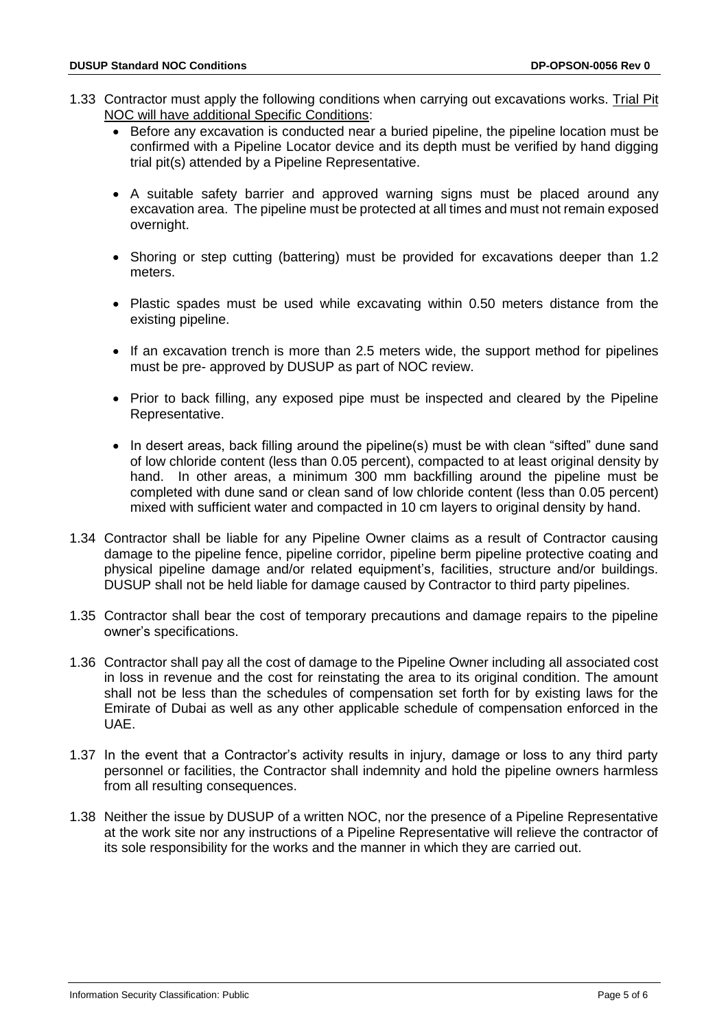1.33 Contractor must apply the following conditions when carrying out excavations works. <u>Trial Pit NOC will have additional Specific Conditions</u>:

- Before any excavation is conducted near a buried pipeline, the pipeline location must be confirmed with a Pipeline Locator device and its depth must be verified by hand digging trial pit(s) attended by a Pipeline Representative.
- A suitable safety barrier and approved warning signs must be placed around any excavation area. The pipeline must be protected at all times and must not remain exposed overnight.
- Shoring or step cutting (battering) must be provided for excavations deeper than 1.2 meters.
- Plastic spades must be used while excavating within 0.50 meters distance from the existing pipeline.
- If an excavation trench is more than 2.5 meters wide, the support method for pipelines must be pre- approved by DUSUP as part of NOC review.
- Prior to back filling, any exposed pipe must be inspected and cleared by the Pipeline Representative.
- In desert areas, back filling around the pipeline(s) must be with clean "sifted" dune sand of low chloride content (less than 0.05 percent), compacted to at least original density by hand. In other areas, a minimum 300 mm backfilling around the pipeline must be completed with dune sand or clean sand of low chloride content (less than 0.05 percent) mixed with sufficient water and compacted in 10 cm layers to original density by hand.

1.34 Contractor shall be liable for any Pipeline Owner claims as a result of Contractor causing damage to the pipeline fence, pipeline corridor, pipeline berm pipeline protective coating and physical pipeline damage and/or related equipment's, facilities, structure and/or buildings. DUSUP shall not be held liable for damage caused by Contractor to third party pipelines.

1.35 Contractor shall bear the cost of temporary precautions and damage repairs to the pipeline owner's specifications.

1.36 Contractor shall pay all the cost of damage to the Pipeline Owner including all associated cost in loss in revenue and the cost for reinstating the area to its original condition. The amount shall not be less than the schedules of compensation set forth for by existing laws for the Emirate of Dubai as well as any other applicable schedule of compensation enforced in the UAE.

1.37 In the event that a Contractor's activity results in injury, damage or loss to any third party personnel or facilities, the Contractor shall indemnity and hold the pipeline owners harmless from all resulting consequences.

1.38 Neither the issue by DUSUP of a written NOC, nor the presence of a Pipeline Representative at the work site nor any instructions of a Pipeline Representative will relieve the contractor of its sole responsibility for the works and the manner in which they are carried out.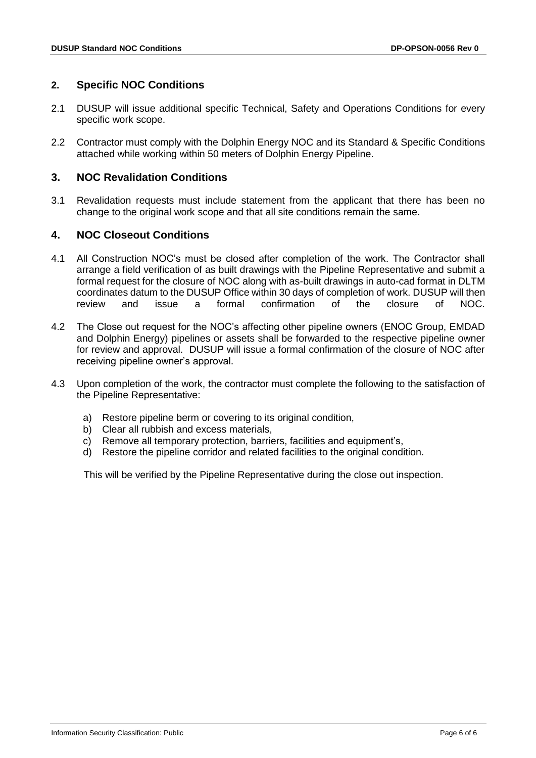## 2. Specific NOC Conditions

2.1 DUSUP will issue additional specific Technical, Safety and Operations Conditions for every specific work scope.

2.2 Contractor must comply with the Dolphin Energy NOC and its Standard & Specific Conditions attached while working within 50 meters of Dolphin Energy Pipeline.

## 3. NOC Revalidation Conditions

3.1 Revalidation requests must include statement from the applicant that there has been no change to the original work scope and that all site conditions remain the same.

## 4. NOC Closeout Conditions

4.1 All Construction NOC's must be closed after completion of the work. The Contractor shall arrange a field verification of as built drawings with the Pipeline Representative and submit a formal request for the closure of NOC along with as-built drawings in auto-cad format in DLTM coordinates datum to the DUSUP Office within 30 days of completion of work. DUSUP will then review and issue a formal confirmation of the closure of NOC.

4.2 The Close out request for the NOC's affecting other pipeline owners (ENOC Group, EMDAD and Dolphin Energy) pipelines or assets shall be forwarded to the respective pipeline owner for review and approval. DUSUP will issue a formal confirmation of the closure of NOC after receiving pipeline owner's approval.

4.3 Upon completion of the work, the contractor must complete the following to the satisfaction of the Pipeline Representative:

a) Restore pipeline berm or covering to its original condition,
b) Clear all rubbish and excess materials,
c) Remove all temporary protection, barriers, facilities and equipment's,
d) Restore the pipeline corridor and related facilities to the original condition.

This will be verified by the Pipeline Representative during the close out inspection.